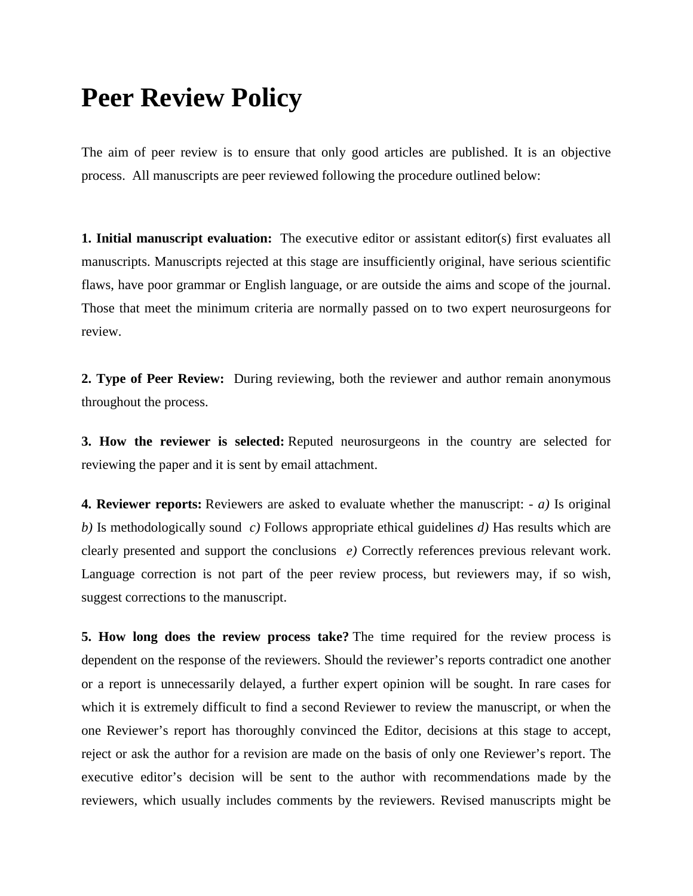# Peer Review Policy

The aim of peer review is to ensure that only good articles are published. It is an objective process. All manuscripts are peer reviewed following the procedure outlined below:

**1. Initial manuscript evaluation:** The executive editor or assistant editor(s) first evaluates all manuscripts. Manuscripts rejected at this stage are insufficiently original, have serious scientific flaws, have poor grammar or English language, or are outside the aims and scope of the journal. Those that meet the minimum criteria are normally passed on to two expert neurosurgeons for review.

**2. Type of Peer Review:** During reviewing, both the reviewer and author remain anonymous throughout the process.

**3. How the reviewer is selected:** Reputed neurosurgeons in the country are selected for reviewing the paper and it is sent by email attachment.

**4. Reviewer reports:** Reviewers are asked to evaluate whether the manuscript: - *a)* Is original *b)* Is methodologically sound *c)* Follows appropriate ethical guidelines *d)* Has results which are clearly presented and support the conclusions *e)* Correctly references previous relevant work. Language correction is not part of the peer review process, but reviewers may, if so wish, suggest corrections to the manuscript.

**5. How long does the review process take?** The time required for the review process is dependent on the response of the reviewers. Should the reviewer's reports contradict one another or a report is unnecessarily delayed, a further expert opinion will be sought. In rare cases for which it is extremely difficult to find a second Reviewer to review the manuscript, or when the one Reviewer's report has thoroughly convinced the Editor, decisions at this stage to accept, reject or ask the author for a revision are made on the basis of only one Reviewer's report. The executive editor's decision will be sent to the author with recommendations made by the reviewers, which usually includes comments by the reviewers. Revised manuscripts might be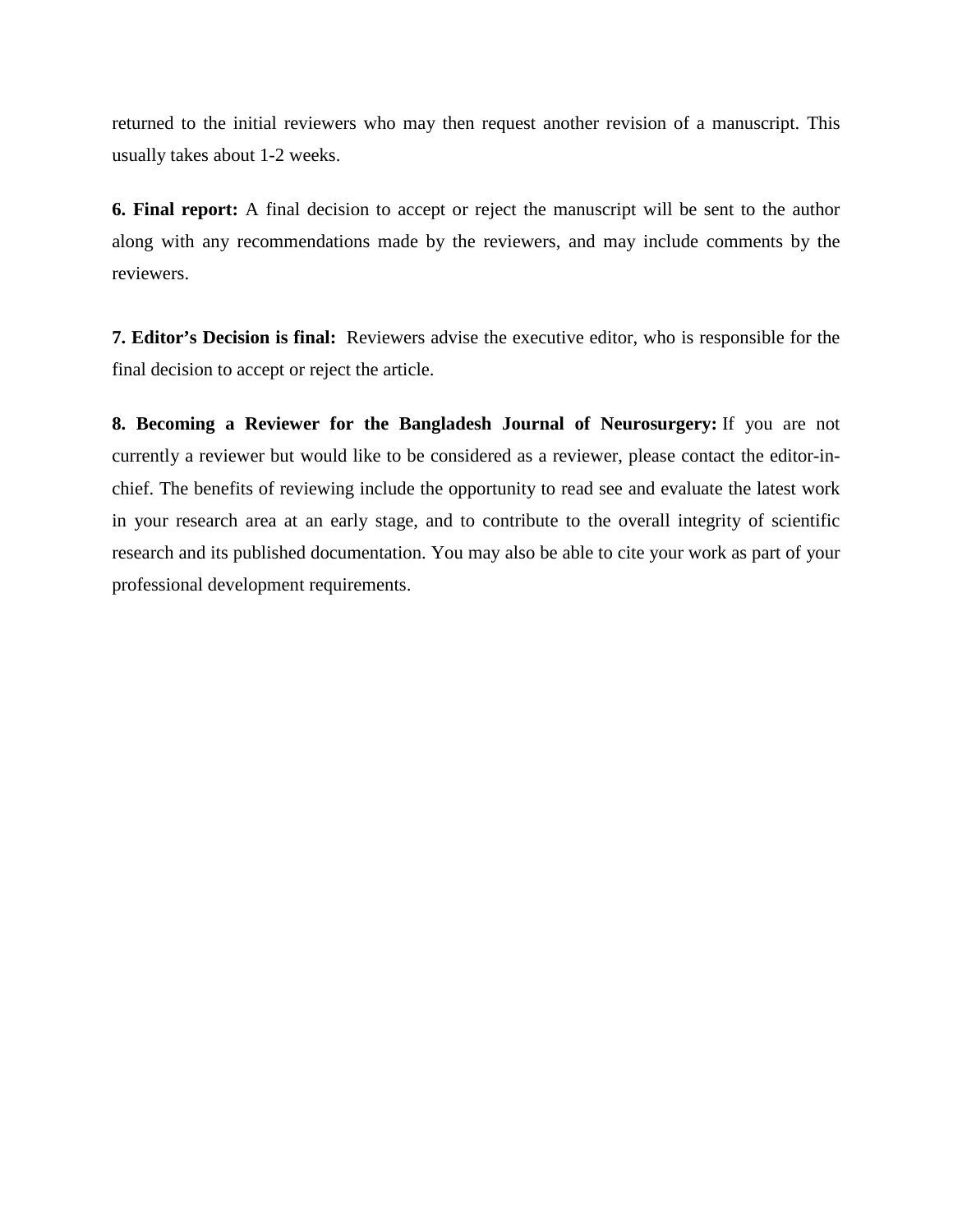returned to the initial reviewers who may then request another revision of a manuscript. This usually takes about 1-2 weeks.

**6. Final report:** A final decision to accept or reject the manuscript will be sent to the author along with any recommendations made by the reviewers, and may include comments by the reviewers.

**7. Editor's Decision is final:** Reviewers advise the executive editor, who is responsible for the final decision to accept or reject the article.

**8. Becoming a Reviewer for the Bangladesh Journal of Neurosurgery:** If you are not currently a reviewer but would like to be considered as a reviewer, please contact the editor-in-chief. The benefits of reviewing include the opportunity to read see and evaluate the latest work in your research area at an early stage, and to contribute to the overall integrity of scientific research and its published documentation. You may also be able to cite your work as part of your professional development requirements.